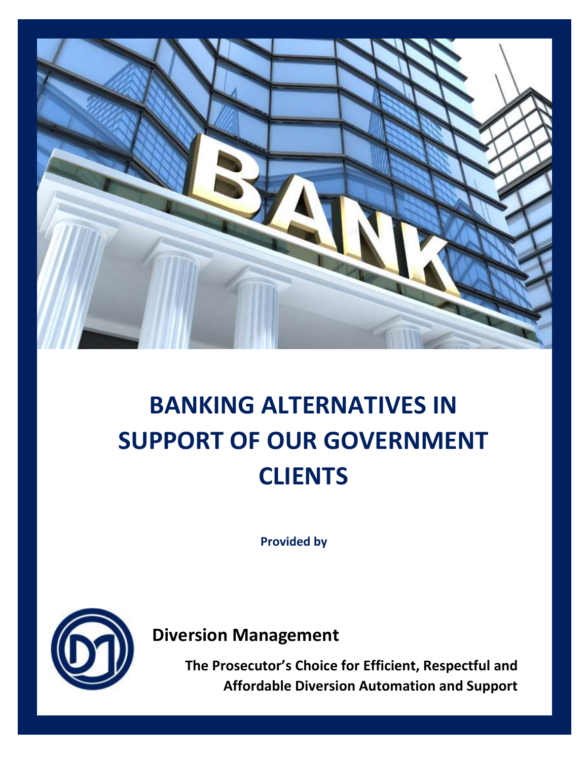# BANKING ALTERNATIVES IN SUPPORT OF OUR GOVERNMENT CLIENTS

**Provided by**

**Diversion Management**

**The Prosecutor's Choice for Efficient, Respectful and Affordable Diversion Automation and Support**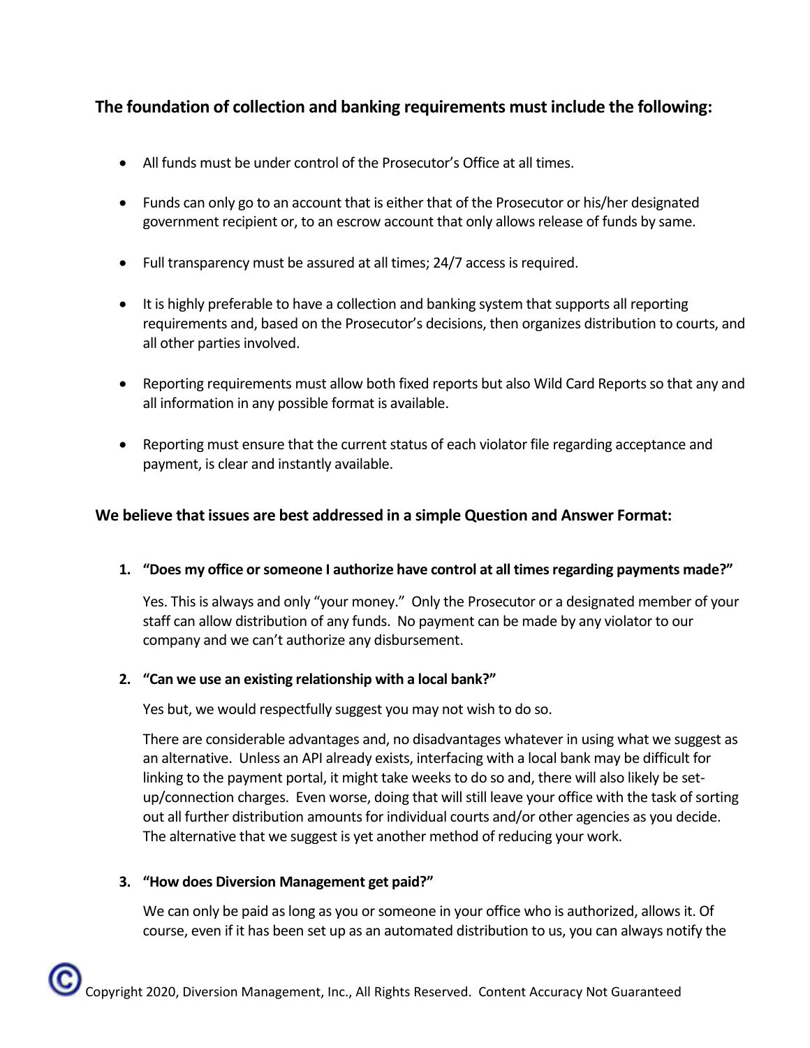### The foundation of collection and banking requirements must include the following:

- All funds must be under control of the Prosecutor's Office at all times.
- Funds can only go to an account that is either that of the Prosecutor or his/her designated government recipient or, to an escrow account that only allows release of funds by same.
- Full transparency must be assured at all times; 24/7 access is required.
- It is highly preferable to have a collection and banking system that supports all reporting requirements and, based on the Prosecutor's decisions, then organizes distribution to courts, and all other parties involved.
- Reporting requirements must allow both fixed reports but also Wild Card Reports so that any and all information in any possible format is available.
- Reporting must ensure that the current status of each violator file regarding acceptance and payment, is clear and instantly available.

### We believe that issues are best addressed in a simple Question and Answer Format:

1. **"Does my office or someone I authorize have control at all times regarding payments made?"**

   Yes. This is always and only "your money." Only the Prosecutor or a designated member of your staff can allow distribution of any funds. No payment can be made by any violator to our company and we can't authorize any disbursement.

2. **"Can we use an existing relationship with a local bank?"**

   Yes but, we would respectfully suggest you may not wish to do so.

   There are considerable advantages and, no disadvantages whatever in using what we suggest as an alternative. Unless an API already exists, interfacing with a local bank may be difficult for linking to the payment portal, it might take weeks to do so and, there will also likely be set-up/connection charges. Even worse, doing that will still leave your office with the task of sorting out all further distribution amounts for individual courts and/or other agencies as you decide. The alternative that we suggest is yet another method of reducing your work.

3. **"How does Diversion Management get paid?"**

   We can only be paid as long as you or someone in your office who is authorized, allows it. Of course, even if it has been set up as an automated distribution to us, you can always notify the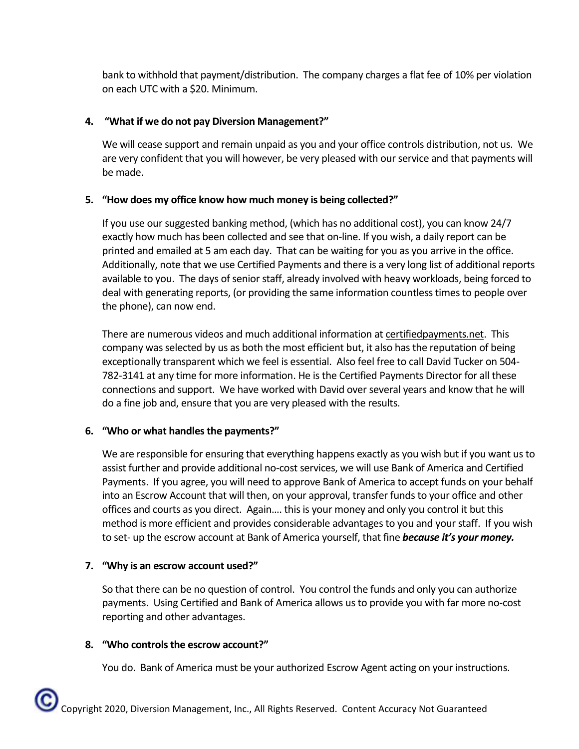bank to withhold that payment/distribution. The company charges a flat fee of 10% per violation on each UTC with a $20. Minimum.

4. **"What if we do not pay Diversion Management?"**

   We will cease support and remain unpaid as you and your office controls distribution, not us. We are very confident that you will however, be very pleased with our service and that payments will be made.

5. **"How does my office know how much money is being collected?"**

   If you use our suggested banking method, (which has no additional cost), you can know 24/7 exactly how much has been collected and see that on-line. If you wish, a daily report can be printed and emailed at 5 am each day. That can be waiting for you as you arrive in the office. Additionally, note that we use Certified Payments and there is a very long list of additional reports available to you. The days of senior staff, already involved with heavy workloads, being forced to deal with generating reports, (or providing the same information countless times to people over the phone), can now end.

   There are numerous videos and much additional information at certifiedpayments.net. This company was selected by us as both the most efficient but, it also has the reputation of being exceptionally transparent which we feel is essential. Also feel free to call David Tucker on 504-782-3141 at any time for more information. He is the Certified Payments Director for all these connections and support. We have worked with David over several years and know that he will do a fine job and, ensure that you are very pleased with the results.

6. **"Who or what handles the payments?"**

   We are responsible for ensuring that everything happens exactly as you wish but if you want us to assist further and provide additional no-cost services, we will use Bank of America and Certified Payments. If you agree, you will need to approve Bank of America to accept funds on your behalf into an Escrow Account that will then, on your approval, transfer funds to your office and other offices and courts as you direct. Again…. this is your money and only you control it but this method is more efficient and provides considerable advantages to you and your staff. If you wish to set- up the escrow account at Bank of America yourself, that fine ***because it's your money.***

7. **"Why is an escrow account used?"**

   So that there can be no question of control. You control the funds and only you can authorize payments. Using Certified and Bank of America allows us to provide you with far more no-cost reporting and other advantages.

8. **"Who controls the escrow account?"**

   You do. Bank of America must be your authorized Escrow Agent acting on your instructions.

© Copyright 2020, Diversion Management, Inc., All Rights Reserved. Content Accuracy Not Guaranteed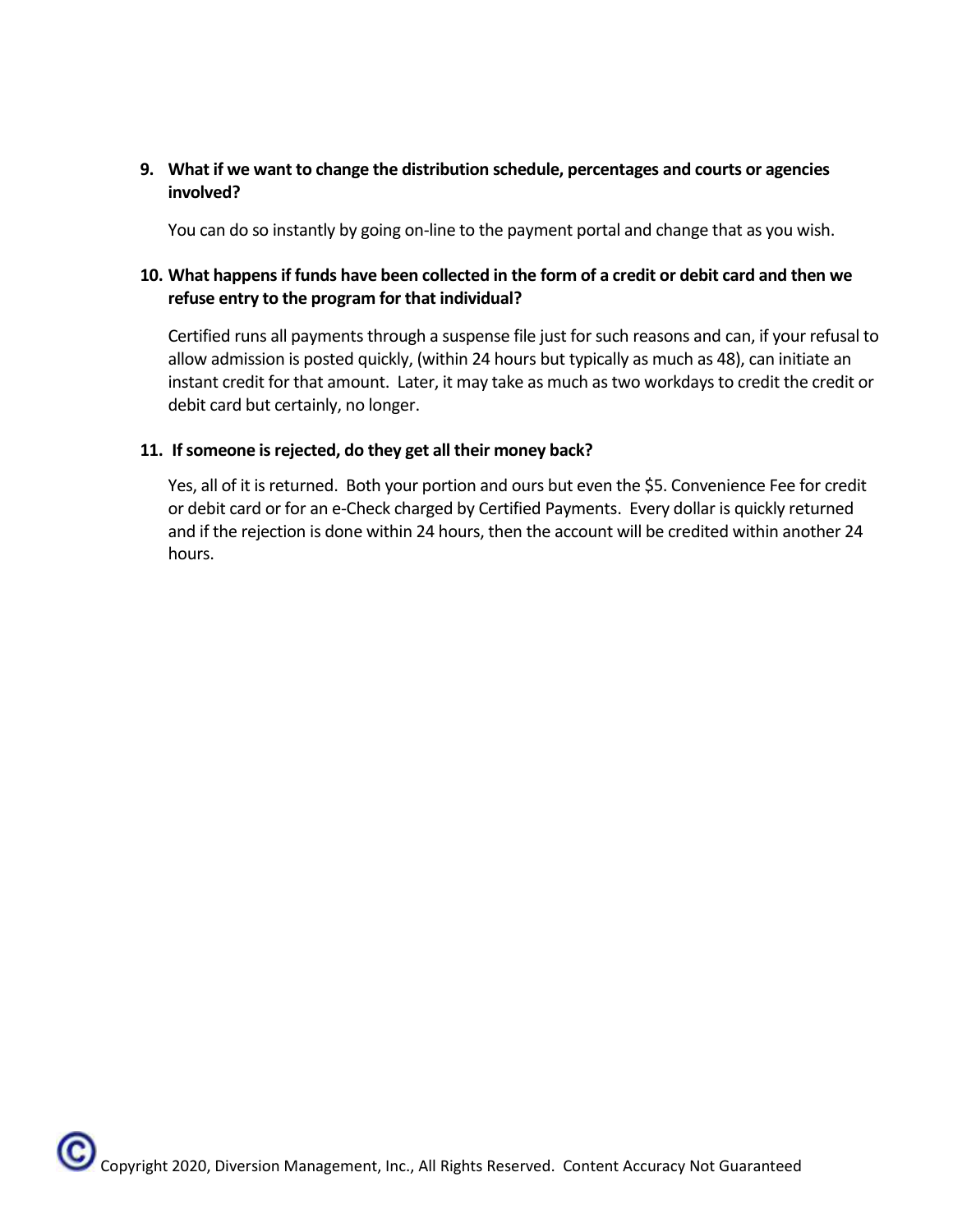9. **What if we want to change the distribution schedule, percentages and courts or agencies involved?**

   You can do so instantly by going on-line to the payment portal and change that as you wish.

10. **What happens if funds have been collected in the form of a credit or debit card and then we refuse entry to the program for that individual?**

    Certified runs all payments through a suspense file just for such reasons and can, if your refusal to allow admission is posted quickly, (within 24 hours but typically as much as 48), can initiate an instant credit for that amount. Later, it may take as much as two workdays to credit the credit or debit card but certainly, no longer.

11. **If someone is rejected, do they get all their money back?**

    Yes, all of it is returned. Both your portion and ours but even the $5. Convenience Fee for credit or debit card or for an e-Check charged by Certified Payments. Every dollar is quickly returned and if the rejection is done within 24 hours, then the account will be credited within another 24 hours.

© Copyright 2020, Diversion Management, Inc., All Rights Reserved. Content Accuracy Not Guaranteed